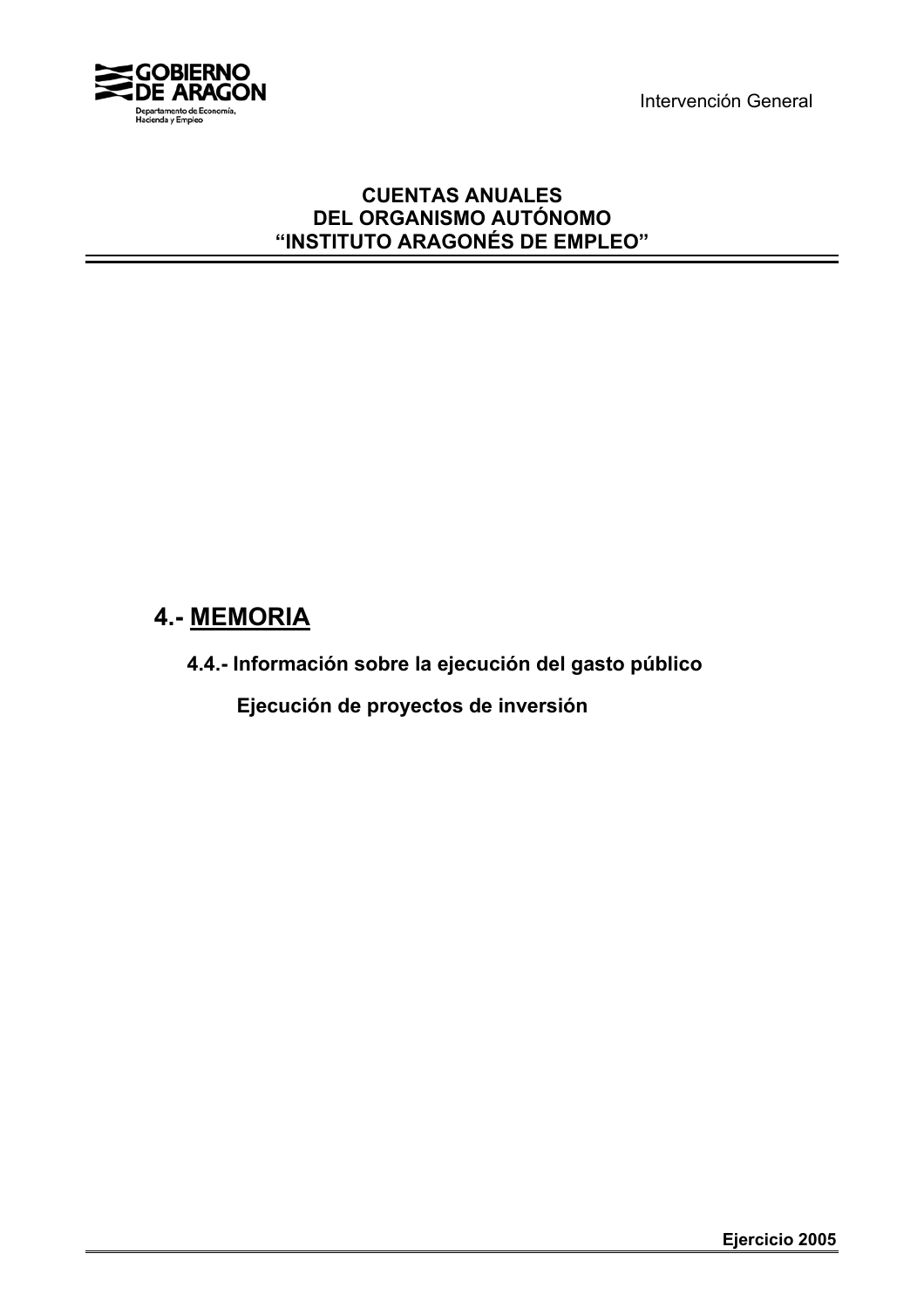# CUENTAS ANUALES
# DEL ORGANISMO AUTÓNOMO
# "INSTITUTO ARAGONÉS DE EMPLEO"

## 4.- MEMORIA

### 4.4.- Información sobre la ejecución del gasto público

#### Ejecución de proyectos de inversión

**Ejercicio 2005**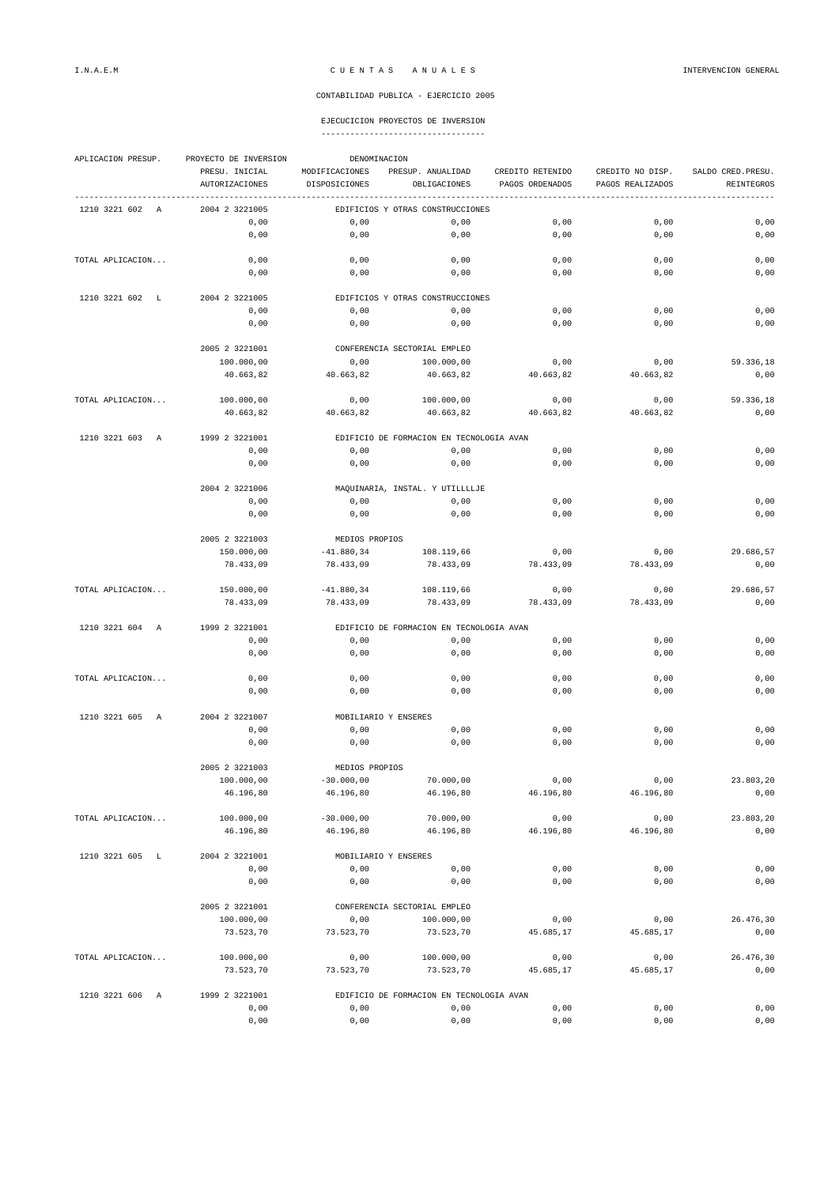I.N.A.E.M — C U E N T A S   A N U A L E S — INTERVENCION GENERAL

CONTABILIDAD PUBLICA - EJERCICIO 2005

EJECUCICION PROYECTOS DE INVERSION

| APLICACION PRESUP. | PROYECTO DE INVERSION | DENOMINACION | | | | |
|---|---|---|---|---|---|---|
| | PRESU. INICIAL | MODIFICACIONES | PRESUP. ANUALIDAD | CREDITO RETENIDO | CREDITO NO DISP. | SALDO CRED.PRESU. |
| | AUTORIZACIONES | DISPOSICIONES | OBLIGACIONES | PAGOS ORDENADOS | PAGOS REALIZADOS | REINTEGROS |
| 1210 3221 602 A | 2004 2 3221005 | EDIFICIOS Y OTRAS CONSTRUCCIONES | | | | |
| | 0,00 | 0,00 | 0,00 | 0,00 | 0,00 | 0,00 |
| | 0,00 | 0,00 | 0,00 | 0,00 | 0,00 | 0,00 |
| TOTAL APLICACION... | 0,00 | 0,00 | 0,00 | 0,00 | 0,00 | 0,00 |
| | 0,00 | 0,00 | 0,00 | 0,00 | 0,00 | 0,00 |
| 1210 3221 602 L | 2004 2 3221005 | EDIFICIOS Y OTRAS CONSTRUCCIONES | | | | |
| | 0,00 | 0,00 | 0,00 | 0,00 | 0,00 | 0,00 |
| | 0,00 | 0,00 | 0,00 | 0,00 | 0,00 | 0,00 |
| | 2005 2 3221001 | CONFERENCIA SECTORIAL EMPLEO | | | | |
| | 100.000,00 | 0,00 | 100.000,00 | 0,00 | 0,00 | 59.336,18 |
| | 40.663,82 | 40.663,82 | 40.663,82 | 40.663,82 | 40.663,82 | 0,00 |
| TOTAL APLICACION... | 100.000,00 | 0,00 | 100.000,00 | 0,00 | 0,00 | 59.336,18 |
| | 40.663,82 | 40.663,82 | 40.663,82 | 40.663,82 | 40.663,82 | 0,00 |
| 1210 3221 603 A | 1999 2 3221001 | EDIFICIO DE FORMACION EN TECNOLOGIA AVAN | | | | |
| | 0,00 | 0,00 | 0,00 | 0,00 | 0,00 | 0,00 |
| | 0,00 | 0,00 | 0,00 | 0,00 | 0,00 | 0,00 |
| | 2004 2 3221006 | MAQUINARIA, INSTAL. Y UTILLLLJE | | | | |
| | 0,00 | 0,00 | 0,00 | 0,00 | 0,00 | 0,00 |
| | 0,00 | 0,00 | 0,00 | 0,00 | 0,00 | 0,00 |
| | 2005 2 3221003 | MEDIOS PROPIOS | | | | |
| | 150.000,00 | -41.880,34 | 108.119,66 | 0,00 | 0,00 | 29.686,57 |
| | 78.433,09 | 78.433,09 | 78.433,09 | 78.433,09 | 78.433,09 | 0,00 |
| TOTAL APLICACION... | 150.000,00 | -41.880,34 | 108.119,66 | 0,00 | 0,00 | 29.686,57 |
| | 78.433,09 | 78.433,09 | 78.433,09 | 78.433,09 | 78.433,09 | 0,00 |
| 1210 3221 604 A | 1999 2 3221001 | EDIFICIO DE FORMACION EN TECNOLOGIA AVAN | | | | |
| | 0,00 | 0,00 | 0,00 | 0,00 | 0,00 | 0,00 |
| | 0,00 | 0,00 | 0,00 | 0,00 | 0,00 | 0,00 |
| TOTAL APLICACION... | 0,00 | 0,00 | 0,00 | 0,00 | 0,00 | 0,00 |
| | 0,00 | 0,00 | 0,00 | 0,00 | 0,00 | 0,00 |
| 1210 3221 605 A | 2004 2 3221007 | MOBILIARIO Y ENSERES | | | | |
| | 0,00 | 0,00 | 0,00 | 0,00 | 0,00 | 0,00 |
| | 0,00 | 0,00 | 0,00 | 0,00 | 0,00 | 0,00 |
| | 2005 2 3221003 | MEDIOS PROPIOS | | | | |
| | 100.000,00 | -30.000,00 | 70.000,00 | 0,00 | 0,00 | 23.803,20 |
| | 46.196,80 | 46.196,80 | 46.196,80 | 46.196,80 | 46.196,80 | 0,00 |
| TOTAL APLICACION... | 100.000,00 | -30.000,00 | 70.000,00 | 0,00 | 0,00 | 23.803,20 |
| | 46.196,80 | 46.196,80 | 46.196,80 | 46.196,80 | 46.196,80 | 0,00 |
| 1210 3221 605 L | 2004 2 3221001 | MOBILIARIO Y ENSERES | | | | |
| | 0,00 | 0,00 | 0,00 | 0,00 | 0,00 | 0,00 |
| | 0,00 | 0,00 | 0,00 | 0,00 | 0,00 | 0,00 |
| | 2005 2 3221001 | CONFERENCIA SECTORIAL EMPLEO | | | | |
| | 100.000,00 | 0,00 | 100.000,00 | 0,00 | 0,00 | 26.476,30 |
| | 73.523,70 | 73.523,70 | 73.523,70 | 45.685,17 | 45.685,17 | 0,00 |
| TOTAL APLICACION... | 100.000,00 | 0,00 | 100.000,00 | 0,00 | 0,00 | 26.476,30 |
| | 73.523,70 | 73.523,70 | 73.523,70 | 45.685,17 | 45.685,17 | 0,00 |
| 1210 3221 606 A | 1999 2 3221001 | EDIFICIO DE FORMACION EN TECNOLOGIA AVAN | | | | |
| | 0,00 | 0,00 | 0,00 | 0,00 | 0,00 | 0,00 |
| | 0,00 | 0,00 | 0,00 | 0,00 | 0,00 | 0,00 |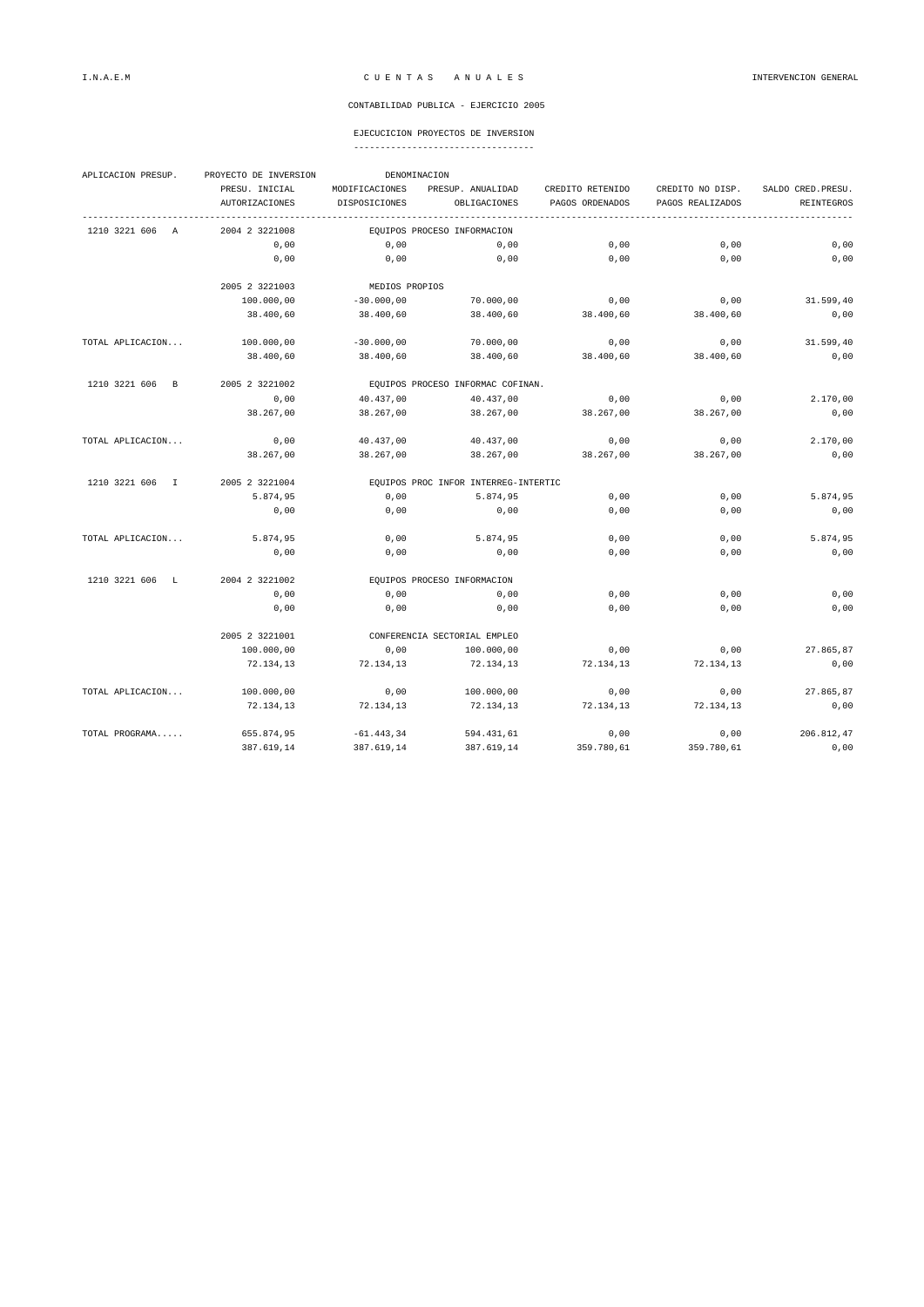CONTABILIDAD PUBLICA - EJERCICIO 2005

EJECUCICION PROYECTOS DE INVERSION

| APLICACION PRESUP. | PROYECTO DE INVERSION | DENOMINACION | | | | |
|---|---|---|---|---|---|---|
| | PRESU. INICIAL | MODIFICACIONES | PRESUP. ANUALIDAD | CREDITO RETENIDO | CREDITO NO DISP. | SALDO CRED.PRESU. |
| | AUTORIZACIONES | DISPOSICIONES | OBLIGACIONES | PAGOS ORDENADOS | PAGOS REALIZADOS | REINTEGROS |
| 1210 3221 606 A | 2004 2 3221008 | EQUIPOS PROCESO INFORMACION | | | | |
| | 0,00 | 0,00 | 0,00 | 0,00 | 0,00 | 0,00 |
| | 0,00 | 0,00 | 0,00 | 0,00 | 0,00 | 0,00 |
| | 2005 2 3221003 | MEDIOS PROPIOS | | | | |
| | 100.000,00 | -30.000,00 | 70.000,00 | 0,00 | 0,00 | 31.599,40 |
| | 38.400,60 | 38.400,60 | 38.400,60 | 38.400,60 | 38.400,60 | 0,00 |
| TOTAL APLICACION... | 100.000,00 | -30.000,00 | 70.000,00 | 0,00 | 0,00 | 31.599,40 |
| | 38.400,60 | 38.400,60 | 38.400,60 | 38.400,60 | 38.400,60 | 0,00 |
| 1210 3221 606 B | 2005 2 3221002 | EQUIPOS PROCESO INFORMAC COFINAN. | | | | |
| | 0,00 | 40.437,00 | 40.437,00 | 0,00 | 0,00 | 2.170,00 |
| | 38.267,00 | 38.267,00 | 38.267,00 | 38.267,00 | 38.267,00 | 0,00 |
| TOTAL APLICACION... | 0,00 | 40.437,00 | 40.437,00 | 0,00 | 0,00 | 2.170,00 |
| | 38.267,00 | 38.267,00 | 38.267,00 | 38.267,00 | 38.267,00 | 0,00 |
| 1210 3221 606 I | 2005 2 3221004 | EQUIPOS PROC INFOR INTERREG-INTERTIC | | | | |
| | 5.874,95 | 0,00 | 5.874,95 | 0,00 | 0,00 | 5.874,95 |
| | 0,00 | 0,00 | 0,00 | 0,00 | 0,00 | 0,00 |
| TOTAL APLICACION... | 5.874,95 | 0,00 | 5.874,95 | 0,00 | 0,00 | 5.874,95 |
| | 0,00 | 0,00 | 0,00 | 0,00 | 0,00 | 0,00 |
| 1210 3221 606 L | 2004 2 3221002 | EQUIPOS PROCESO INFORMACION | | | | |
| | 0,00 | 0,00 | 0,00 | 0,00 | 0,00 | 0,00 |
| | 0,00 | 0,00 | 0,00 | 0,00 | 0,00 | 0,00 |
| | 2005 2 3221001 | CONFERENCIA SECTORIAL EMPLEO | | | | |
| | 100.000,00 | 0,00 | 100.000,00 | 0,00 | 0,00 | 27.865,87 |
| | 72.134,13 | 72.134,13 | 72.134,13 | 72.134,13 | 72.134,13 | 0,00 |
| TOTAL APLICACION... | 100.000,00 | 0,00 | 100.000,00 | 0,00 | 0,00 | 27.865,87 |
| | 72.134,13 | 72.134,13 | 72.134,13 | 72.134,13 | 72.134,13 | 0,00 |
| TOTAL PROGRAMA..... | 655.874,95 | -61.443,34 | 594.431,61 | 0,00 | 0,00 | 206.812,47 |
| | 387.619,14 | 387.619,14 | 387.619,14 | 359.780,61 | 359.780,61 | 0,00 |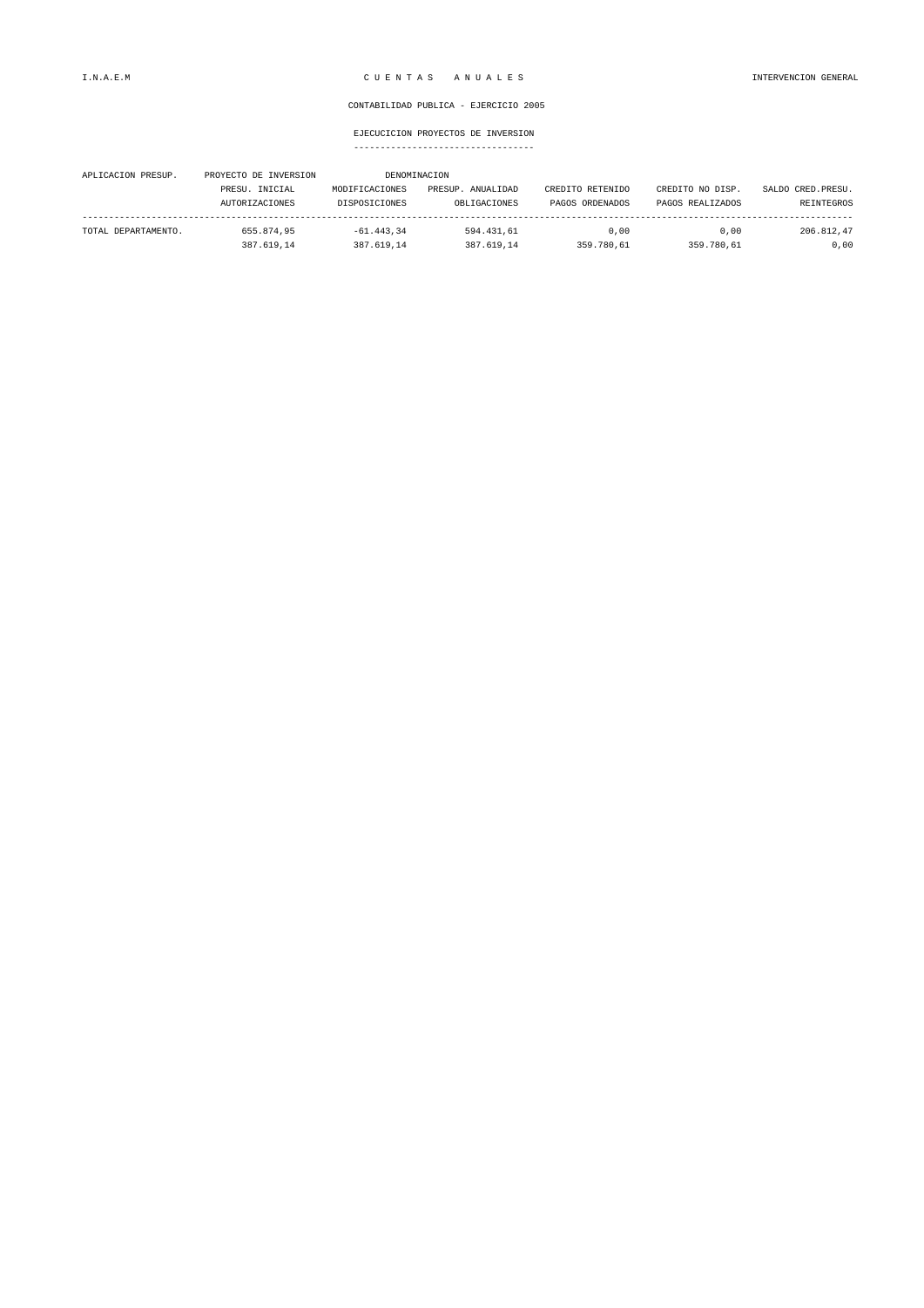CONTABILIDAD PUBLICA - EJERCICIO 2005

## EJECUCICION PROYECTOS DE INVERSION

| APLICACION PRESUP. | PROYECTO DE INVERSION | DENOMINACION | | | | |
|---|---|---|---|---|---|---|
| | PRESU. INICIAL | MODIFICACIONES | PRESUP. ANUALIDAD | CREDITO RETENIDO | CREDITO NO DISP. | SALDO CRED.PRESU. |
| | AUTORIZACIONES | DISPOSICIONES | OBLIGACIONES | PAGOS ORDENADOS | PAGOS REALIZADOS | REINTEGROS |
| TOTAL DEPARTAMENTO. | 655.874,95 | -61.443,34 | 594.431,61 | 0,00 | 0,00 | 206.812,47 |
| | 387.619,14 | 387.619,14 | 387.619,14 | 359.780,61 | 359.780,61 | 0,00 |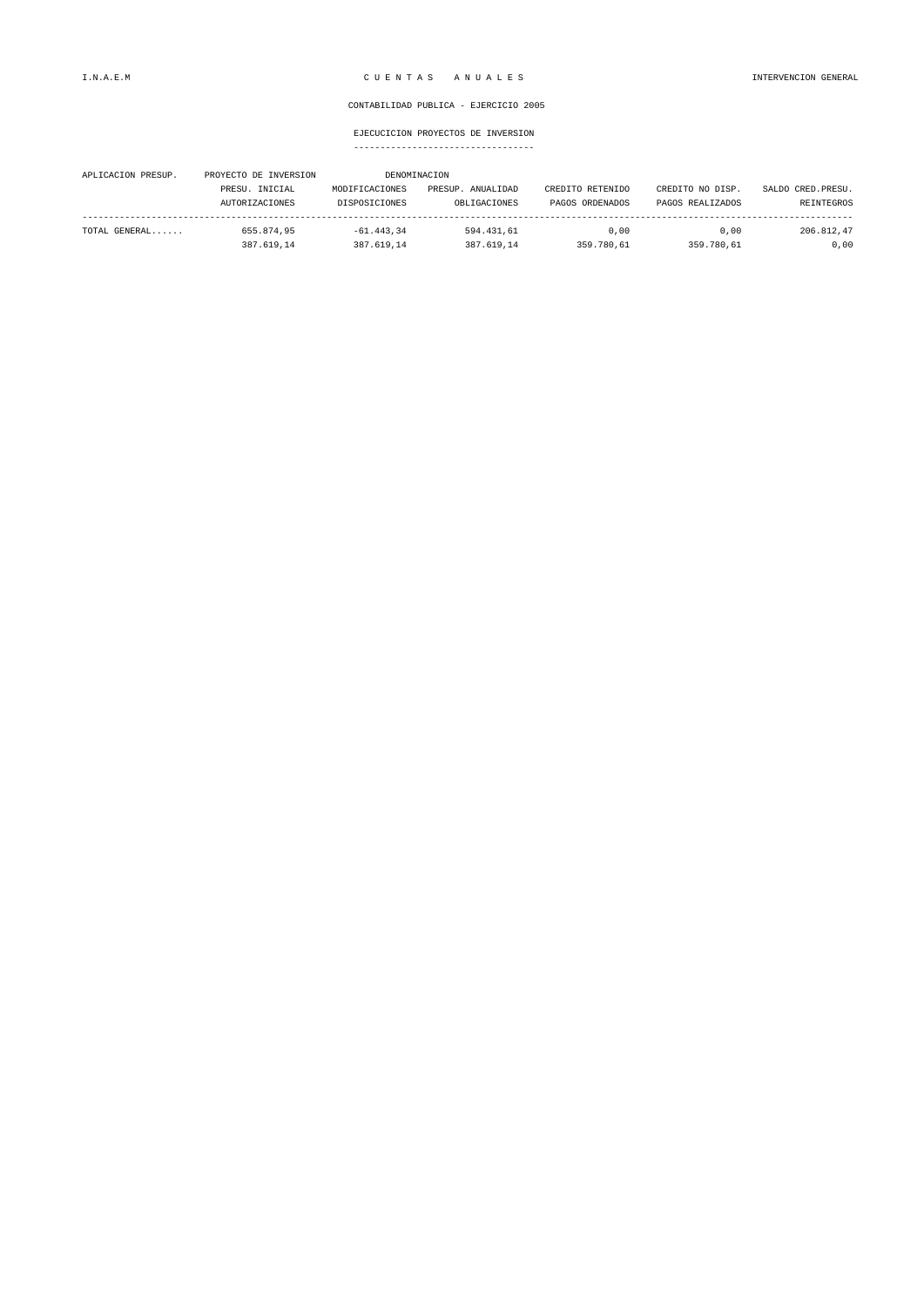I.N.A.E.M — C U E N T A S   A N U A L E S — INTERVENCION GENERAL

CONTABILIDAD PUBLICA - EJERCICIO 2005

EJECUCICION PROYECTOS DE INVERSION

| APLICACION PRESUP. | PROYECTO DE INVERSION | DENOMINACION | | | | |
|---|---|---|---|---|---|---|
| | PRESU. INICIAL | MODIFICACIONES | PRESUP. ANUALIDAD | CREDITO RETENIDO | CREDITO NO DISP. | SALDO CRED.PRESU. |
| | AUTORIZACIONES | DISPOSICIONES | OBLIGACIONES | PAGOS ORDENADOS | PAGOS REALIZADOS | REINTEGROS |
| TOTAL GENERAL...... | 655.874,95 | -61.443,34 | 594.431,61 | 0,00 | 0,00 | 206.812,47 |
| | 387.619,14 | 387.619,14 | 387.619,14 | 359.780,61 | 359.780,61 | 0,00 |